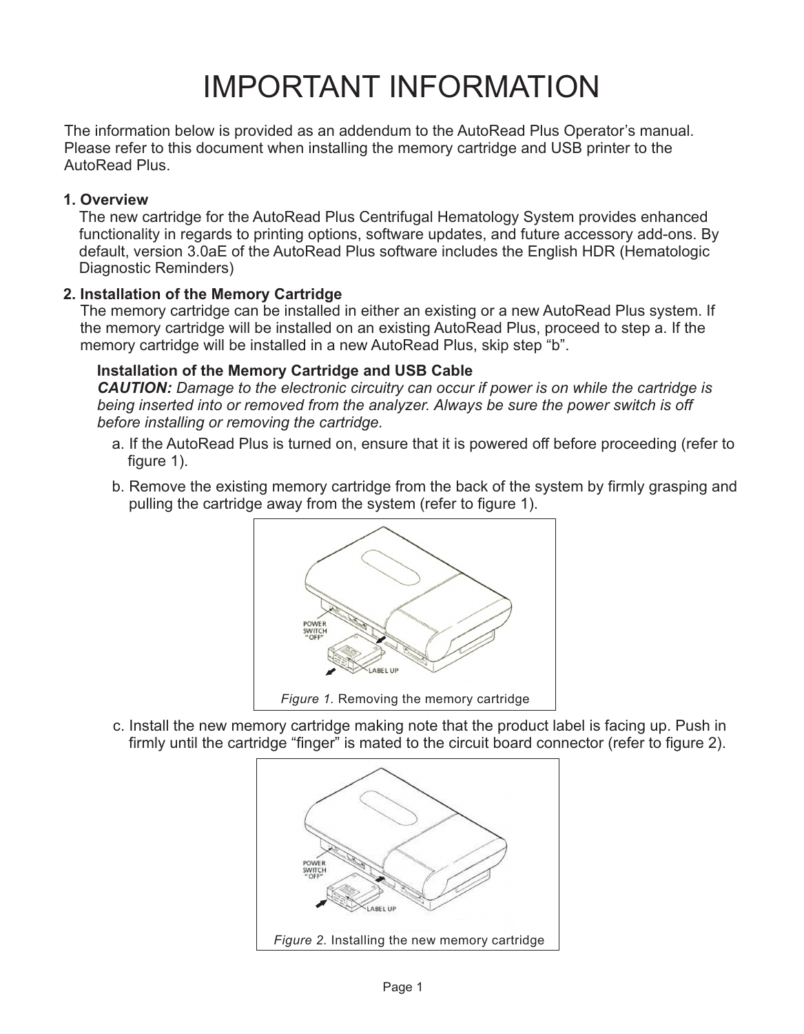# IMPORTANT INFORMATION

The information below is provided as an addendum to the AutoRead Plus Operator's manual. Please refer to this document when installing the memory cartridge and USB printer to the AutoRead Plus.

**1. Overview**

The new cartridge for the AutoRead Plus Centrifugal Hematology System provides enhanced functionality in regards to printing options, software updates, and future accessory add-ons. By default, version 3.0aE of the AutoRead Plus software includes the English HDR (Hematologic Diagnostic Reminders)

**2. Installation of the Memory Cartridge**

The memory cartridge can be installed in either an existing or a new AutoRead Plus system. If the memory cartridge will be installed on an existing AutoRead Plus, proceed to step a. If the memory cartridge will be installed in a new AutoRead Plus, skip step "b".

**Installation of the Memory Cartridge and USB Cable**

***CAUTION:*** *Damage to the electronic circuitry can occur if power is on while the cartridge is being inserted into or removed from the analyzer. Always be sure the power switch is off before installing or removing the cartridge.*

a. If the AutoRead Plus is turned on, ensure that it is powered off before proceeding (refer to figure 1).

b. Remove the existing memory cartridge from the back of the system by firmly grasping and pulling the cartridge away from the system (refer to figure 1).

*Figure 1.* Removing the memory cartridge

c. Install the new memory cartridge making note that the product label is facing up. Push in firmly until the cartridge "finger" is mated to the circuit board connector (refer to figure 2).

*Figure 2.* Installing the new memory cartridge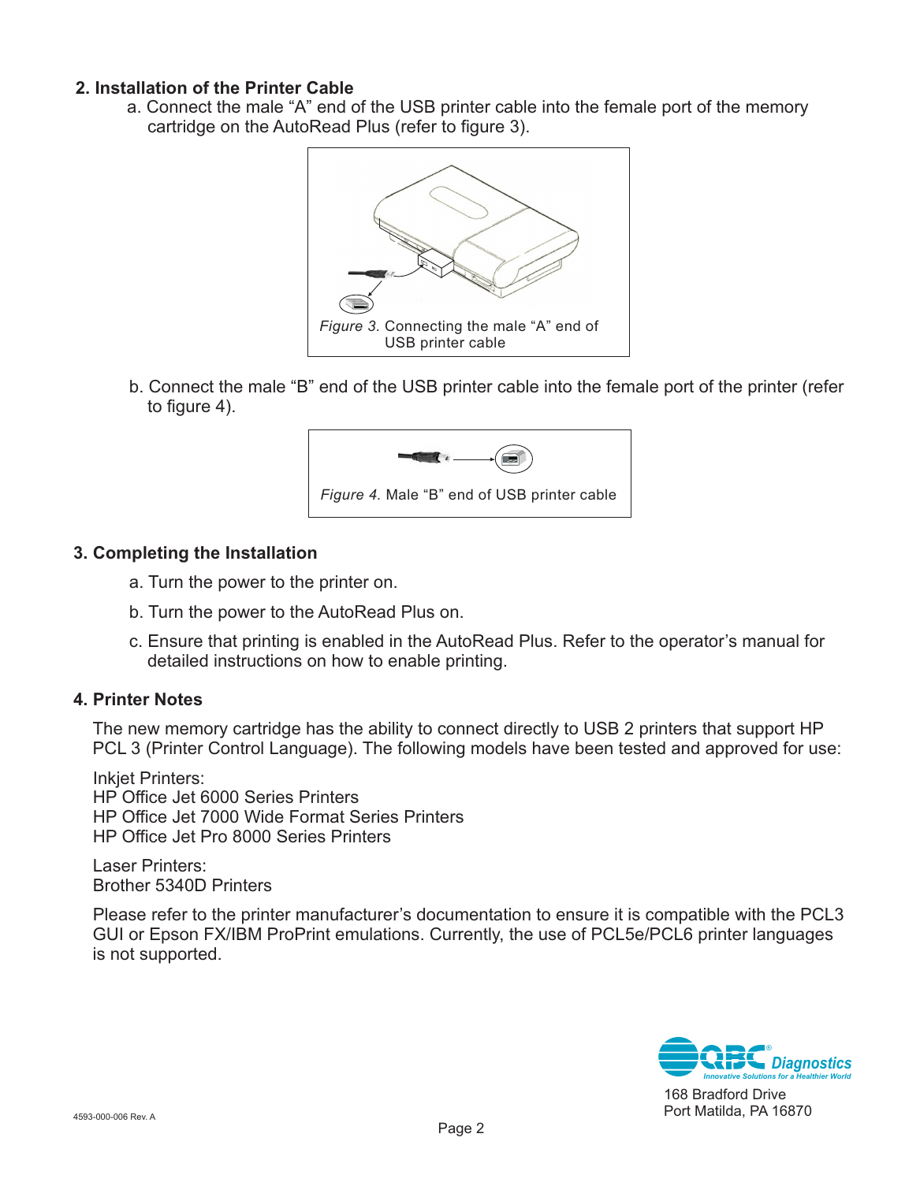## 2. Installation of the Printer Cable

a. Connect the male “A” end of the USB printer cable into the female port of the memory cartridge on the AutoRead Plus (refer to figure 3).

*Figure 3.* Connecting the male “A” end of USB printer cable

b. Connect the male “B” end of the USB printer cable into the female port of the printer (refer to figure 4).

*Figure 4.* Male “B” end of USB printer cable

## 3. Completing the Installation

a. Turn the power to the printer on.

b. Turn the power to the AutoRead Plus on.

c. Ensure that printing is enabled in the AutoRead Plus. Refer to the operator’s manual for detailed instructions on how to enable printing.

## 4. Printer Notes

The new memory cartridge has the ability to connect directly to USB 2 printers that support HP PCL 3 (Printer Control Language). The following models have been tested and approved for use:

Inkjet Printers:
HP Office Jet 6000 Series Printers
HP Office Jet 7000 Wide Format Series Printers
HP Office Jet Pro 8000 Series Printers

Laser Printers:
Brother 5340D Printers

Please refer to the printer manufacturer’s documentation to ensure it is compatible with the PCL3 GUI or Epson FX/IBM ProPrint emulations. Currently, the use of PCL5e/PCL6 printer languages is not supported.

QBC® Diagnostics
Innovative Solutions for a Healthier World

168 Bradford Drive
Port Matilda, PA 16870

4593-000-006 Rev. A